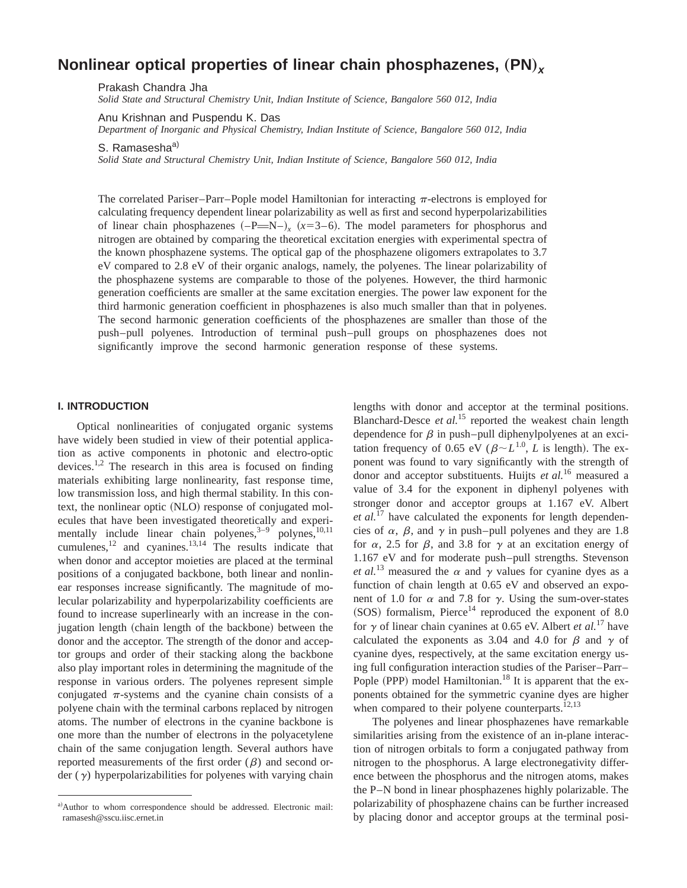# Nonlinear optical properties of linear chain phosphazenes, $(PN)_x$

Prakash Chandra Jha

*Solid State and Structural Chemistry Unit, Indian Institute of Science, Bangalore 560 012, India*

Anu Krishnan and Puspendu K. Das

*Department of Inorganic and Physical Chemistry, Indian Institute of Science, Bangalore 560 012, India*

S. Ramasesha[a)]

*Solid State and Structural Chemistry Unit, Indian Institute of Science, Bangalore 560 012, India*

The correlated Pariser–Parr–Pople model Hamiltonian for interacting $\pi$-electrons is employed for calculating frequency dependent linear polarizability as well as first and second hyperpolarizabilities of linear chain phosphazenes $(–P{=}N–)_x$ $(x=3–6)$. The model parameters for phosphorus and nitrogen are obtained by comparing the theoretical excitation energies with experimental spectra of the known phosphazene systems. The optical gap of the phosphazene oligomers extrapolates to 3.7 eV compared to 2.8 eV of their organic analogs, namely, the polyenes. The linear polarizability of the phosphazene systems are comparable to those of the polyenes. However, the third harmonic generation coefficients are smaller at the same excitation energies. The power law exponent for the third harmonic generation coefficient in phosphazenes is also much smaller than that in polyenes. The second harmonic generation coefficients of the phosphazenes are smaller than those of the push–pull polyenes. Introduction of terminal push–pull groups on phosphazenes does not significantly improve the second harmonic generation response of these systems.

## I. INTRODUCTION

Optical nonlinearities of conjugated organic systems have widely been studied in view of their potential application as active components in photonic and electro-optic devices.[1,2] The research in this area is focused on finding materials exhibiting large nonlinearity, fast response time, low transmission loss, and high thermal stability. In this context, the nonlinear optic (NLO) response of conjugated molecules that have been investigated theoretically and experimentally include linear chain polyenes,[3–9] polynes,[10,11] cumulenes,[12] and cyanines.[13,14] The results indicate that when donor and acceptor moieties are placed at the terminal positions of a conjugated backbone, both linear and nonlinear responses increase significantly. The magnitude of molecular polarizability and hyperpolarizability coefficients are found to increase superlinearly with an increase in the conjugation length (chain length of the backbone) between the donor and the acceptor. The strength of the donor and acceptor groups and order of their stacking along the backbone also play important roles in determining the magnitude of the response in various orders. The polyenes represent simple conjugated $\pi$-systems and the cyanine chain consists of a polyene chain with the terminal carbons replaced by nitrogen atoms. The number of electrons in the cyanine backbone is one more than the number of electrons in the polyacetylene chain of the same conjugation length. Several authors have reported measurements of the first order $(\beta)$ and second order $(\gamma)$ hyperpolarizabilities for polyenes with varying chain lengths with donor and acceptor at the terminal positions. Blanchard-Desce *et al.*[15] reported the weakest chain length dependence for $\beta$ in push–pull diphenylpolyenes at an excitation frequency of 0.65 eV $(\beta \sim L^{1.0}$, $L$ is length). The exponent was found to vary significantly with the strength of donor and acceptor substituents. Huijts *et al.*[16] measured a value of 3.4 for the exponent in diphenyl polyenes with stronger donor and acceptor groups at 1.167 eV. Albert *et al.*[17] have calculated the exponents for length dependencies of $\alpha$, $\beta$, and $\gamma$ in push–pull polyenes and they are 1.8 for $\alpha$, 2.5 for $\beta$, and 3.8 for $\gamma$ at an excitation energy of 1.167 eV and for moderate push–pull strengths. Stevenson *et al.*[13] measured the $\alpha$ and $\gamma$ values for cyanine dyes as a function of chain length at 0.65 eV and observed an exponent of 1.0 for $\alpha$ and 7.8 for $\gamma$. Using the sum-over-states (SOS) formalism, Pierce[14] reproduced the exponent of 8.0 for $\gamma$ of linear chain cyanines at 0.65 eV. Albert *et al.*[17] have calculated the exponents as 3.04 and 4.0 for $\beta$ and $\gamma$ of cyanine dyes, respectively, at the same excitation energy using full configuration interaction studies of the Pariser–Parr–Pople (PPP) model Hamiltonian.[18] It is apparent that the exponents obtained for the symmetric cyanine dyes are higher when compared to their polyene counterparts.[12,13]

The polyenes and linear phosphazenes have remarkable similarities arising from the existence of an in-plane interaction of nitrogen orbitals to form a conjugated pathway from nitrogen to the phosphorus. A large electronegativity difference between the phosphorus and the nitrogen atoms, makes the P–N bond in linear phosphazenes highly polarizable. The polarizability of phosphazene chains can be further increased by placing donor and acceptor groups at the terminal posi-

[a)]Author to whom correspondence should be addressed. Electronic mail: ramasesh@sscu.iisc.ernet.in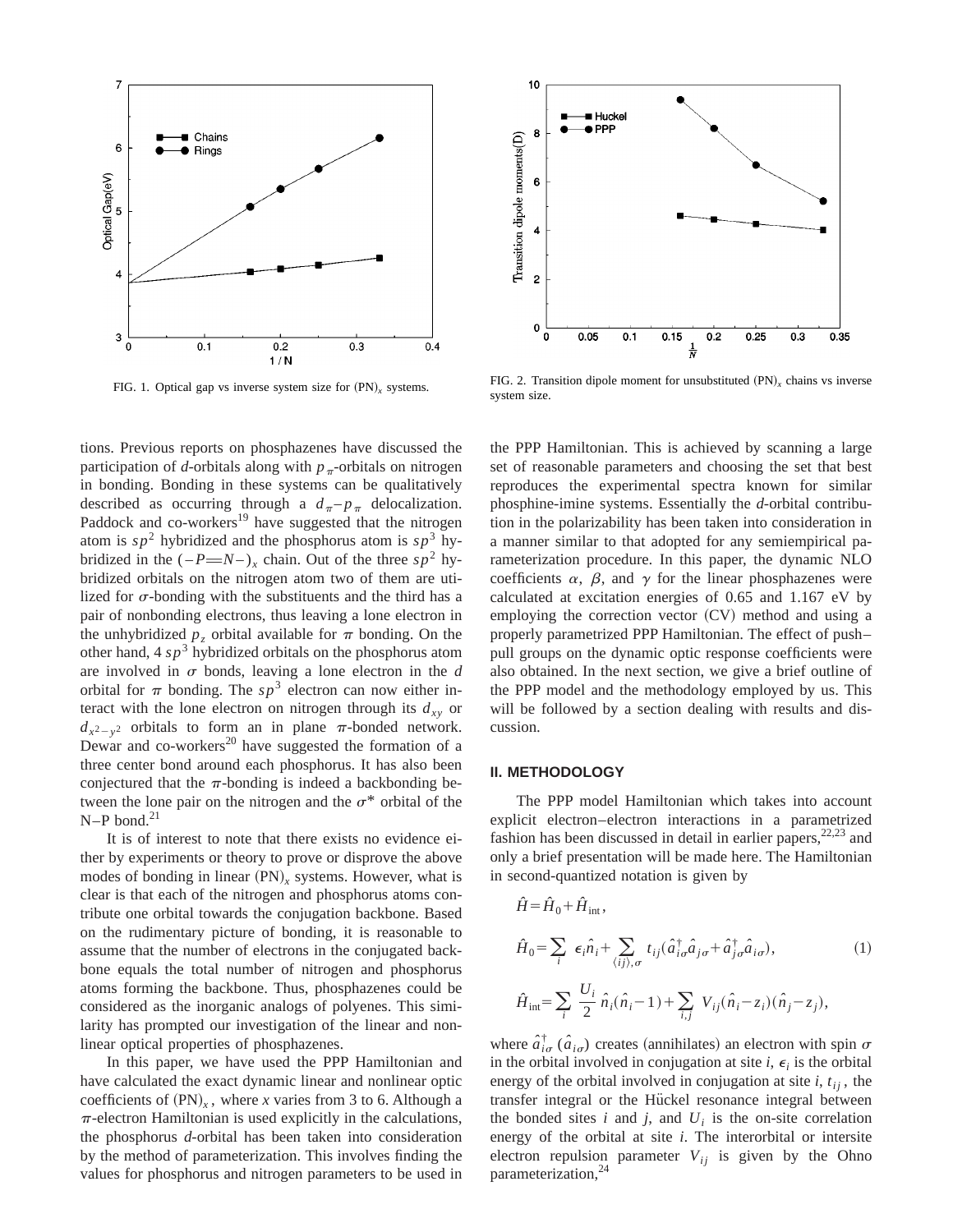FIG. 1. Optical gap vs inverse system size for $(PN)_x$ systems.

FIG. 2. Transition dipole moment for unsubstituted $(PN)_x$ chains vs inverse system size.

tions. Previous reports on phosphazenes have discussed the participation of *d*-orbitals along with $p_\pi$-orbitals on nitrogen in bonding. Bonding in these systems can be qualitatively described as occurring through a $d_\pi - p_\pi$ delocalization. Paddock and co-workers[19] have suggested that the nitrogen atom is $sp^2$ hybridized and the phosphorus atom is $sp^3$ hybridized in the $(-P{=}N-)_x$ chain. Out of the three $sp^2$ hybridized orbitals on the nitrogen atom two of them are utilized for $\sigma$-bonding with the substituents and the third has a pair of nonbonding electrons, thus leaving a lone electron in the unhybridized $p_z$ orbital available for $\pi$ bonding. On the other hand, 4 $sp^3$ hybridized orbitals on the phosphorus atom are involved in $\sigma$ bonds, leaving a lone electron in the *d* orbital for $\pi$ bonding. The $sp^3$ electron can now either interact with the lone electron on nitrogen through its $d_{xy}$ or $d_{x^2-y^2}$ orbitals to form an in plane $\pi$-bonded network. Dewar and co-workers[20] have suggested the formation of a three center bond around each phosphorus. It has also been conjectured that the $\pi$-bonding is indeed a backbonding between the lone pair on the nitrogen and the $\sigma^*$ orbital of the N–P bond.[21]

It is of interest to note that there exists no evidence either by experiments or theory to prove or disprove the above modes of bonding in linear $(PN)_x$ systems. However, what is clear is that each of the nitrogen and phosphorus atoms contribute one orbital towards the conjugation backbone. Based on the rudimentary picture of bonding, it is reasonable to assume that the number of electrons in the conjugated backbone equals the total number of nitrogen and phosphorus atoms forming the backbone. Thus, phosphazenes could be considered as the inorganic analogs of polyenes. This similarity has prompted our investigation of the linear and nonlinear optical properties of phosphazenes.

In this paper, we have used the PPP Hamiltonian and have calculated the exact dynamic linear and nonlinear optic coefficients of $(PN)_x$, where *x* varies from 3 to 6. Although a $\pi$-electron Hamiltonian is used explicitly in the calculations, the phosphorus *d*-orbital has been taken into consideration by the method of parameterization. This involves finding the values for phosphorus and nitrogen parameters to be used in the PPP Hamiltonian. This is achieved by scanning a large set of reasonable parameters and choosing the set that best reproduces the experimental spectra known for similar phosphine-imine systems. Essentially the *d*-orbital contribution in the polarizability has been taken into consideration in a manner similar to that adopted for any semiempirical parameterization procedure. In this paper, the dynamic NLO coefficients $\alpha$, $\beta$, and $\gamma$ for the linear phosphazenes were calculated at excitation energies of 0.65 and 1.167 eV by employing the correction vector (CV) method and using a properly parametrized PPP Hamiltonian. The effect of push–pull groups on the dynamic optic response coefficients were also obtained. In the next section, we give a brief outline of the PPP model and the methodology employed by us. This will be followed by a section dealing with results and discussion.

## II. METHODOLOGY

The PPP model Hamiltonian which takes into account explicit electron–electron interactions in a parametrized fashion has been discussed in detail in earlier papers,[22,23] and only a brief presentation will be made here. The Hamiltonian in second-quantized notation is given by

$$\hat{H} = \hat{H}_0 + \hat{H}_{\text{int}},$$

$$\hat{H}_0 = \sum_i \epsilon_i \hat{n}_i + \sum_{\langle ij \rangle, \sigma} t_{ij} (\hat{a}^\dagger_{i\sigma} \hat{a}_{j\sigma} + \hat{a}^\dagger_{j\sigma} \hat{a}_{i\sigma}), \tag{1}$$

$$\hat{H}_{\text{int}} = \sum_i \frac{U_i}{2} \hat{n}_i (\hat{n}_i - 1) + \sum_{i,j} V_{ij} (\hat{n}_i - z_i)(\hat{n}_j - z_j),$$

where $\hat{a}^\dagger_{i\sigma}$ ($\hat{a}_{i\sigma}$) creates (annihilates) an electron with spin $\sigma$ in the orbital involved in conjugation at site *i*, $\epsilon_i$ is the orbital energy of the orbital involved in conjugation at site *i*, $t_{ij}$, the transfer integral or the Hückel resonance integral between the bonded sites *i* and *j*, and $U_i$ is the on-site correlation energy of the orbital at site *i*. The interorbital or intersite electron repulsion parameter $V_{ij}$ is given by the Ohno parameterization,[24]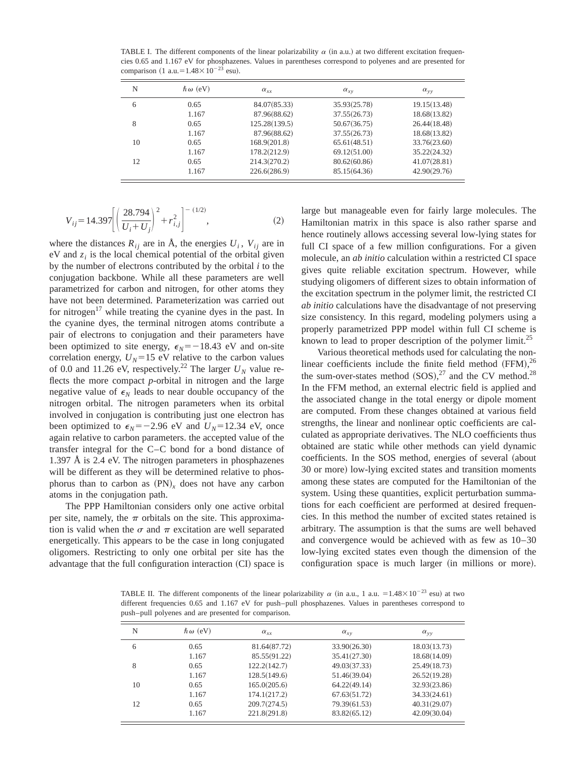TABLE I. The different components of the linear polarizability $\alpha$ (in a.u.) at two different excitation frequencies 0.65 and 1.167 eV for phosphazenes. Values in parentheses correspond to polyenes and are presented for comparison ($1 \text{ a.u.} = 1.48 \times 10^{-23}$ esu).

| N | $\hbar\omega$ (eV) | $\alpha_{xx}$ | $\alpha_{xy}$ | $\alpha_{yy}$ |
|---|---|---|---|---|
| 6 | 0.65 | 84.07(85.33) | 35.93(25.78) | 19.15(13.48) |
| | 1.167 | 87.96(88.62) | 37.55(26.73) | 18.68(13.82) |
| 8 | 0.65 | 125.28(139.5) | 50.67(36.75) | 26.44(18.48) |
| | 1.167 | 87.96(88.62) | 37.55(26.73) | 18.68(13.82) |
| 10 | 0.65 | 168.9(201.8) | 65.61(48.51) | 33.76(23.60) |
| | 1.167 | 178.2(212.9) | 69.12(51.00) | 35.22(24.32) |
| 12 | 0.65 | 214.3(270.2) | 80.62(60.86) | 41.07(28.81) |
| | 1.167 | 226.6(286.9) | 85.15(64.36) | 42.90(29.76) |

$$V_{ij} = 14.397\left[\left(\frac{28.794}{U_i + U_j}\right)^2 + r_{i,j}^2\right]^{-(1/2)}, \tag{2}$$

where the distances $R_{ij}$ are in Å, the energies $U_i$, $V_{ij}$ are in eV and $z_i$ is the local chemical potential of the orbital given by the number of electrons contributed by the orbital $i$ to the conjugation backbone. While all these parameters are well parametrized for carbon and nitrogen, for other atoms they have not been determined. Parameterization was carried out for nitrogen[17] while treating the cyanine dyes in the past. In the cyanine dyes, the terminal nitrogen atoms contribute a pair of electrons to conjugation and their parameters have been optimized to site energy, $\epsilon_N = -18.43$ eV and on-site correlation energy, $U_N = 15$ eV relative to the carbon values of 0.0 and 11.26 eV, respectively.[22] The larger $U_N$ value reflects the more compact $p$-orbital in nitrogen and the large negative value of $\epsilon_N$ leads to near double occupancy of the nitrogen orbital. The nitrogen parameters when its orbital involved in conjugation is contributing just one electron has been optimized to $\epsilon_N = -2.96$ eV and $U_N = 12.34$ eV, once again relative to carbon parameters. the accepted value of the transfer integral for the C–C bond for a bond distance of 1.397 Å is 2.4 eV. The nitrogen parameters in phosphazenes will be different as they will be determined relative to phosphorus than to carbon as $(PN)_x$ does not have any carbon atoms in the conjugation path.

The PPP Hamiltonian considers only one active orbital per site, namely, the $\pi$ orbitals on the site. This approximation is valid when the $\sigma$ and $\pi$ excitation are well separated energetically. This appears to be the case in long conjugated oligomers. Restricting to only one orbital per site has the advantage that the full configuration interaction (CI) space is large but manageable even for fairly large molecules. The Hamiltonian matrix in this space is also rather sparse and hence routinely allows accessing several low-lying states for full CI space of a few million configurations. For a given molecule, an *ab initio* calculation within a restricted CI space gives quite reliable excitation spectrum. However, while studying oligomers of different sizes to obtain information of the excitation spectrum in the polymer limit, the restricted CI *ab initio* calculations have the disadvantage of not preserving size consistency. In this regard, modeling polymers using a properly parametrized PPP model within full CI scheme is known to lead to proper description of the polymer limit.[25]

Various theoretical methods used for calculating the nonlinear coefficients include the finite field method (FFM),[26] the sum-over-states method (SOS),[27] and the CV method.[28] In the FFM method, an external electric field is applied and the associated change in the total energy or dipole moment are computed. From these changes obtained at various field strengths, the linear and nonlinear optic coefficients are calculated as appropriate derivatives. The NLO coefficients thus obtained are static while other methods can yield dynamic coefficients. In the SOS method, energies of several (about 30 or more) low-lying excited states and transition moments among these states are computed for the Hamiltonian of the system. Using these quantities, explicit perturbation summations for each coefficient are performed at desired frequencies. In this method the number of excited states retained is arbitrary. The assumption is that the sums are well behaved and convergence would be achieved with as few as 10–30 low-lying excited states even though the dimension of the configuration space is much larger (in millions or more).

TABLE II. The different components of the linear polarizability $\alpha$ (in a.u., $1 \text{ a.u.} = 1.48 \times 10^{-23}$ esu) at two different frequencies 0.65 and 1.167 eV for push–pull phosphazenes. Values in parentheses correspond to push–pull polyenes and are presented for comparison.

| N | $\hbar\omega$ (eV) | $\alpha_{xx}$ | $\alpha_{xy}$ | $\alpha_{yy}$ |
|---|---|---|---|---|
| 6 | 0.65 | 81.64(87.72) | 33.90(26.30) | 18.03(13.73) |
| | 1.167 | 85.55(91.22) | 35.41(27.30) | 18.68(14.09) |
| 8 | 0.65 | 122.2(142.7) | 49.03(37.33) | 25.49(18.73) |
| | 1.167 | 128.5(149.6) | 51.46(39.04) | 26.52(19.28) |
| 10 | 0.65 | 165.0(205.6) | 64.22(49.14) | 32.93(23.86) |
| | 1.167 | 174.1(217.2) | 67.63(51.72) | 34.33(24.61) |
| 12 | 0.65 | 209.7(274.5) | 79.39(61.53) | 40.31(29.07) |
| | 1.167 | 221.8(291.8) | 83.82(65.12) | 42.09(30.04) |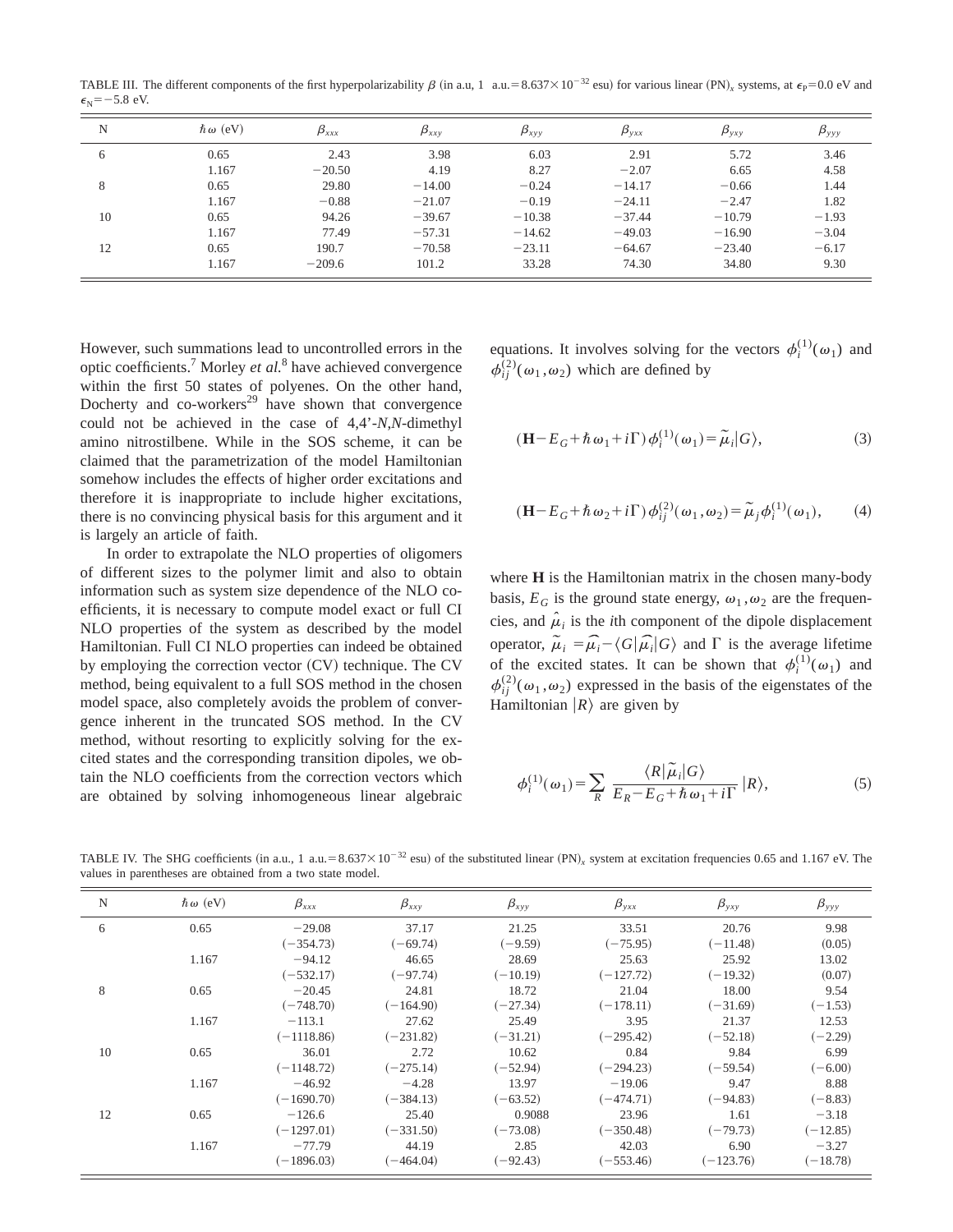TABLE III. The different components of the first hyperpolarizability $\beta$ (in a.u, 1 a.u.$=8.637\times10^{-32}$ esu) for various linear $(PN)_x$ systems, at $\epsilon_P=0.0$ eV and $\epsilon_N=-5.8$ eV.

| N | $\hbar\omega$ (eV) | $\beta_{xxx}$ | $\beta_{xxy}$ | $\beta_{xyy}$ | $\beta_{yxx}$ | $\beta_{yxy}$ | $\beta_{yyy}$ |
|---|---|---|---|---|---|---|---|
| 6 | 0.65 | 2.43 | 3.98 | 6.03 | 2.91 | 5.72 | 3.46 |
| | 1.167 | −20.50 | 4.19 | 8.27 | −2.07 | 6.65 | 4.58 |
| 8 | 0.65 | 29.80 | −14.00 | −0.24 | −14.17 | −0.66 | 1.44 |
| | 1.167 | −0.88 | −21.07 | −0.19 | −24.11 | −2.47 | 1.82 |
| 10 | 0.65 | 94.26 | −39.67 | −10.38 | −37.44 | −10.79 | −1.93 |
| | 1.167 | 77.49 | −57.31 | −14.62 | −49.03 | −16.90 | −3.04 |
| 12 | 0.65 | 190.7 | −70.58 | −23.11 | −64.67 | −23.40 | −6.17 |
| | 1.167 | −209.6 | 101.2 | 33.28 | 74.30 | 34.80 | 9.30 |

However, such summations lead to uncontrolled errors in the optic coefficients.[7] Morley *et al.*[8] have achieved convergence within the first 50 states of polyenes. On the other hand, Docherty and co-workers[29] have shown that convergence could not be achieved in the case of 4,4'-*N*,*N*-dimethyl amino nitrostilbene. While in the SOS scheme, it can be claimed that the parametrization of the model Hamiltonian somehow includes the effects of higher order excitations and therefore it is inappropriate to include higher excitations, there is no convincing physical basis for this argument and it is largely an article of faith.

In order to extrapolate the NLO properties of oligomers of different sizes to the polymer limit and also to obtain information such as system size dependence of the NLO coefficients, it is necessary to compute model exact or full CI NLO properties of the system as described by the model Hamiltonian. Full CI NLO properties can indeed be obtained by employing the correction vector (CV) technique. The CV method, being equivalent to a full SOS method in the chosen model space, also completely avoids the problem of convergence inherent in the truncated SOS method. In the CV method, without resorting to explicitly solving for the excited states and the corresponding transition dipoles, we obtain the NLO coefficients from the correction vectors which are obtained by solving inhomogeneous linear algebraic equations. It involves solving for the vectors $\phi_i^{(1)}(\omega_1)$ and $\phi_{ij}^{(2)}(\omega_1,\omega_2)$ which are defined by

$$(\mathbf{H}-E_G+\hbar\omega_1+i\Gamma)\phi_i^{(1)}(\omega_1)=\tilde{\mu}_i|G\rangle, \tag{3}$$

$$(\mathbf{H}-E_G+\hbar\omega_2+i\Gamma)\phi_{ij}^{(2)}(\omega_1,\omega_2)=\tilde{\mu}_j\phi_i^{(1)}(\omega_1), \tag{4}$$

where $\mathbf{H}$ is the Hamiltonian matrix in the chosen many-body basis, $E_G$ is the ground state energy, $\omega_1,\omega_2$ are the frequencies, and $\hat{\mu}_i$ is the $i$th component of the dipole displacement operator, $\tilde{\mu}_i=\widehat{\mu_i}-\langle G|\widehat{\mu_i}|G\rangle$ and $\Gamma$ is the average lifetime of the excited states. It can be shown that $\phi_i^{(1)}(\omega_1)$ and $\phi_{ij}^{(2)}(\omega_1,\omega_2)$ expressed in the basis of the eigenstates of the Hamiltonian $|R\rangle$ are given by

$$\phi_i^{(1)}(\omega_1)=\sum_R \frac{\langle R|\tilde{\mu}_i|G\rangle}{E_R-E_G+\hbar\omega_1+i\Gamma}|R\rangle, \tag{5}$$

TABLE IV. The SHG coefficients (in a.u., 1 a.u.$=8.637\times10^{-32}$ esu) of the substituted linear $(PN)_x$ system at excitation frequencies 0.65 and 1.167 eV. The values in parentheses are obtained from a two state model.

| N | $\hbar\omega$ (eV) | $\beta_{xxx}$ | $\beta_{xxy}$ | $\beta_{xyy}$ | $\beta_{yxx}$ | $\beta_{yxy}$ | $\beta_{yyy}$ |
|---|---|---|---|---|---|---|---|
| 6 | 0.65 | −29.08 | 37.17 | 21.25 | 33.51 | 20.76 | 9.98 |
| | | (−354.73) | (−69.74) | (−9.59) | (−75.95) | (−11.48) | (0.05) |
| | 1.167 | −94.12 | 46.65 | 28.69 | 25.63 | 25.92 | 13.02 |
| | | (−532.17) | (−97.74) | (−10.19) | (−127.72) | (−19.32) | (0.07) |
| 8 | 0.65 | −20.45 | 24.81 | 18.72 | 21.04 | 18.00 | 9.54 |
| | | (−748.70) | (−164.90) | (−27.34) | (−178.11) | (−31.69) | (−1.53) |
| | 1.167 | −113.1 | 27.62 | 25.49 | 3.95 | 21.37 | 12.53 |
| | | (−1118.86) | (−231.82) | (−31.21) | (−295.42) | (−52.18) | (−2.29) |
| 10 | 0.65 | 36.01 | 2.72 | 10.62 | 0.84 | 9.84 | 6.99 |
| | | (−1148.72) | (−275.14) | (−52.94) | (−294.23) | (−59.54) | (−6.00) |
| | 1.167 | −46.92 | −4.28 | 13.97 | −19.06 | 9.47 | 8.88 |
| | | (−1690.70) | (−384.13) | (−63.52) | (−474.71) | (−94.83) | (−8.83) |
| 12 | 0.65 | −126.6 | 25.40 | 0.9088 | 23.96 | 1.61 | −3.18 |
| | | (−1297.01) | (−331.50) | (−73.08) | (−350.48) | (−79.73) | (−12.85) |
| | 1.167 | −77.79 | 44.19 | 2.85 | 42.03 | 6.90 | −3.27 |
| | | (−1896.03) | (−464.04) | (−92.43) | (−553.46) | (−123.76) | (−18.78) |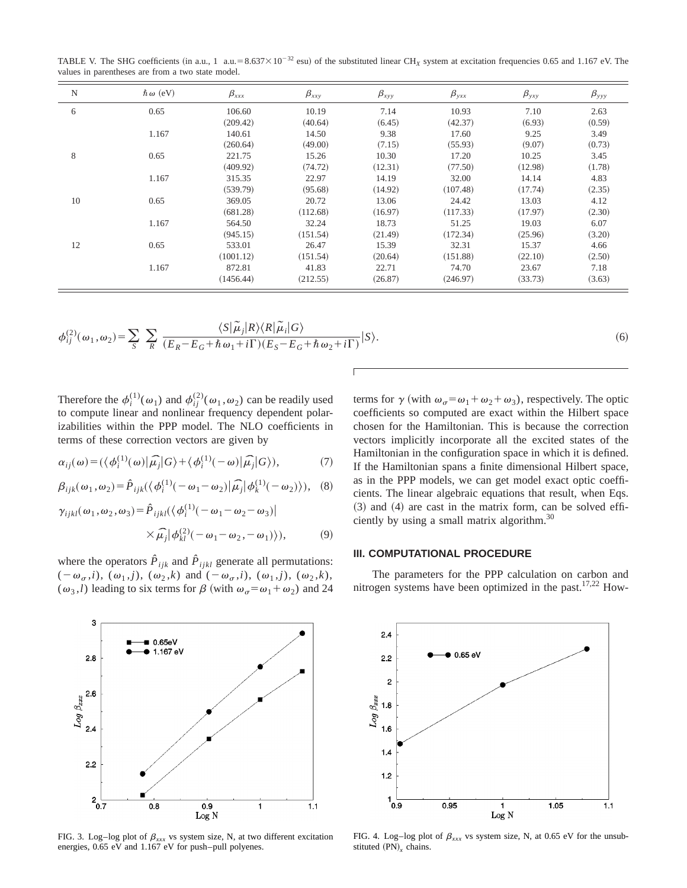TABLE V. The SHG coefficients (in a.u., 1 a.u. $=8.637\times10^{-32}$ esu) of the substituted linear $CH_X$ system at excitation frequencies 0.65 and 1.167 eV. The values in parentheses are from a two state model.

| N | $\hbar\omega$ (eV) | $\beta_{xxx}$ | $\beta_{xxy}$ | $\beta_{xyy}$ | $\beta_{yxx}$ | $\beta_{yxy}$ | $\beta_{yyy}$ |
|---|---|---|---|---|---|---|---|
| 6 | 0.65 | 106.60 | 10.19 | 7.14 | 10.93 | 7.10 | 2.63 |
| | | (209.42) | (40.64) | (6.45) | (42.37) | (6.93) | (0.59) |
| | 1.167 | 140.61 | 14.50 | 9.38 | 17.60 | 9.25 | 3.49 |
| | | (260.64) | (49.00) | (7.15) | (55.93) | (9.07) | (0.73) |
| 8 | 0.65 | 221.75 | 15.26 | 10.30 | 17.20 | 10.25 | 3.45 |
| | | (409.92) | (74.72) | (12.31) | (77.50) | (12.98) | (1.78) |
| | 1.167 | 315.35 | 22.97 | 14.19 | 32.00 | 14.14 | 4.83 |
| | | (539.79) | (95.68) | (14.92) | (107.48) | (17.74) | (2.35) |
| 10 | 0.65 | 369.05 | 20.72 | 13.06 | 24.42 | 13.03 | 4.12 |
| | | (681.28) | (112.68) | (16.97) | (117.33) | (17.97) | (2.30) |
| | 1.167 | 564.50 | 32.24 | 18.73 | 51.25 | 19.03 | 6.07 |
| | | (945.15) | (151.54) | (21.49) | (172.34) | (25.96) | (3.20) |
| 12 | 0.65 | 533.01 | 26.47 | 15.39 | 32.31 | 15.37 | 4.66 |
| | | (1001.12) | (151.54) | (20.64) | (151.88) | (22.10) | (2.50) |
| | 1.167 | 872.81 | 41.83 | 22.71 | 74.70 | 23.67 | 7.18 |
| | | (1456.44) | (212.55) | (26.87) | (246.97) | (33.73) | (3.63) |

$$\phi_{ij}^{(2)}(\omega_1,\omega_2)=\sum_S\sum_R\frac{\langle S|\tilde{\mu}_j|R\rangle\langle R|\tilde{\mu}_i|G\rangle}{(E_R-E_G+\hbar\omega_1+i\Gamma)(E_S-E_G+\hbar\omega_2+i\Gamma)}|S\rangle. \tag{6}$$

Therefore the $\phi_i^{(1)}(\omega_1)$ and $\phi_{ij}^{(2)}(\omega_1,\omega_2)$ can be readily used to compute linear and nonlinear frequency dependent polarizabilities within the PPP model. The NLO coefficients in terms of these correction vectors are given by

$$\alpha_{ij}(\omega)=(\langle\phi_i^{(1)}(\omega)|\widehat{\mu_j}|G\rangle+\langle\phi_i^{(1)}(-\omega)|\widehat{\mu_j}|G\rangle), \tag{7}$$

$$\beta_{ijk}(\omega_1,\omega_2)=\hat{P}_{ijk}(\langle\phi_i^{(1)}(-\omega_1-\omega_2)|\widehat{\mu_j}|\phi_k^{(1)}(-\omega_2)\rangle), \tag{8}$$

$$\gamma_{ijkl}(\omega_1,\omega_2,\omega_3)=\hat{P}_{ijkl}(\langle\phi_i^{(1)}(-\omega_1-\omega_2-\omega_3)|\times\widehat{\mu_j}|\phi_{kl}^{(2)}(-\omega_1-\omega_2,-\omega_1)\rangle), \tag{9}$$

where the operators $\hat{P}_{ijk}$ and $\hat{P}_{ijkl}$ generate all permutations: $(-\omega_\sigma,i)$, $(\omega_1,j)$, $(\omega_2,k)$ and $(-\omega_\sigma,i)$, $(\omega_1,j)$, $(\omega_2,k)$, $(\omega_3,l)$ leading to six terms for $\beta$ (with $\omega_\sigma=\omega_1+\omega_2$) and 24 terms for $\gamma$ (with $\omega_\sigma=\omega_1+\omega_2+\omega_3$), respectively. The optic coefficients so computed are exact within the Hilbert space chosen for the Hamiltonian. This is because the correction vectors implicitly incorporate all the excited states of the Hamiltonian in the configuration space in which it is defined. If the Hamiltonian spans a finite dimensional Hilbert space, as in the PPP models, we can get model exact optic coefficients. The linear algebraic equations that result, when Eqs. (3) and (4) are cast in the matrix form, can be solved efficiently by using a small matrix algorithm.[30]

## III. COMPUTATIONAL PROCEDURE

The parameters for the PPP calculation on carbon and nitrogen systems have been optimized in the past.[17,22] How-

FIG. 3. Log–log plot of $\beta_{xxx}$ vs system size, N, at two different excitation energies, 0.65 eV and 1.167 eV for push–pull polyenes.

FIG. 4. Log–log plot of $\beta_{xxx}$ vs system size, N, at 0.65 eV for the unsubstituted $(PN)_x$ chains.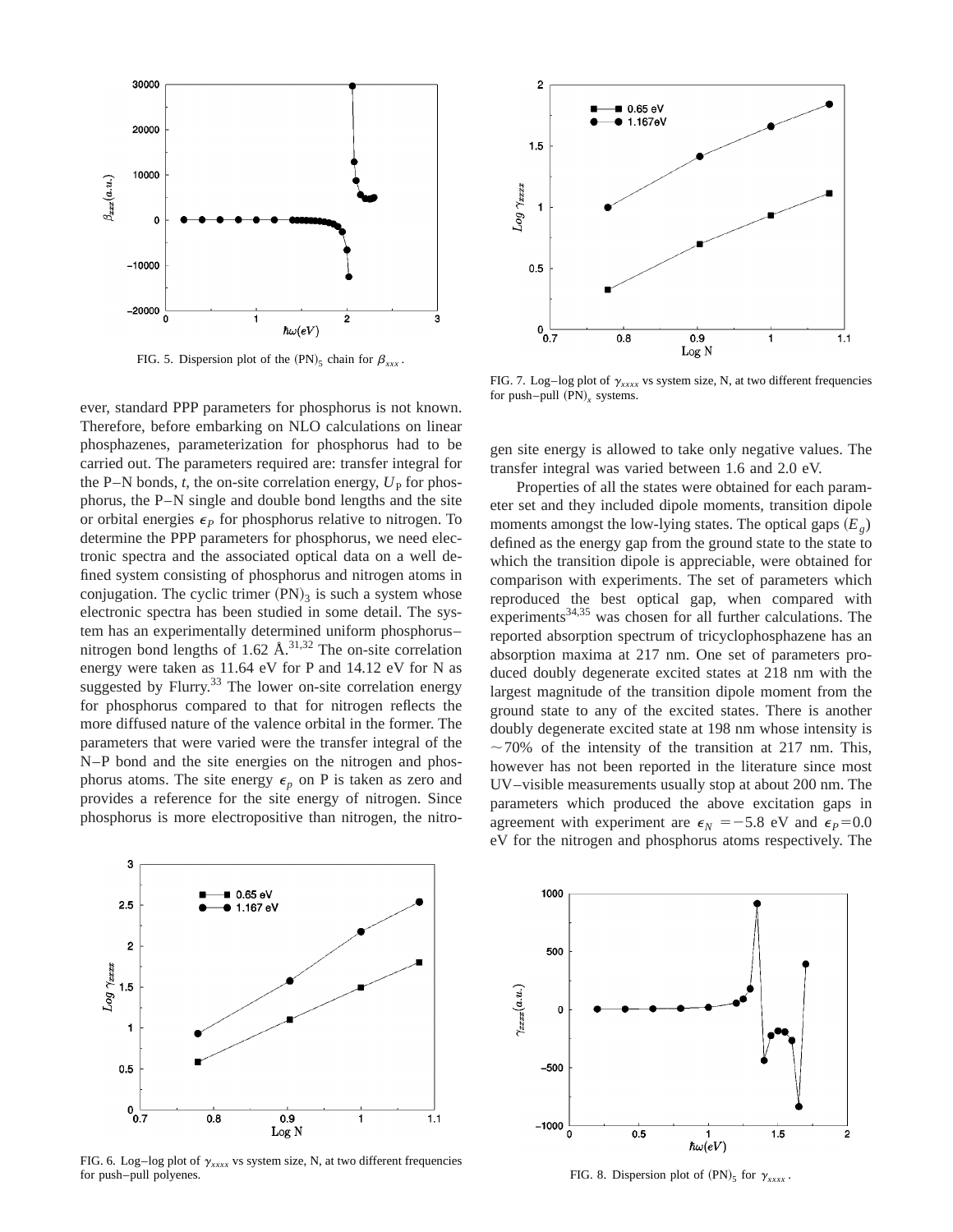FIG. 5. Dispersion plot of the $(PN)_5$ chain for $\beta_{xxx}$.

FIG. 7. Log–log plot of $\gamma_{xxxx}$ vs system size, N, at two different frequencies for push–pull $(PN)_x$ systems.

ever, standard PPP parameters for phosphorus is not known. Therefore, before embarking on NLO calculations on linear phosphazenes, parameterization for phosphorus had to be carried out. The parameters required are: transfer integral for the P–N bonds, $t$, the on-site correlation energy, $U_P$ for phosphorus, the P–N single and double bond lengths and the site or orbital energies $\epsilon_P$ for phosphorus relative to nitrogen. To determine the PPP parameters for phosphorus, we need electronic spectra and the associated optical data on a well defined system consisting of phosphorus and nitrogen atoms in conjugation. The cyclic trimer $(PN)_3$ is such a system whose electronic spectra has been studied in some detail. The system has an experimentally determined uniform phosphorus–nitrogen bond lengths of 1.62 Å.[31,32] The on-site correlation energy were taken as 11.64 eV for P and 14.12 eV for N as suggested by Flurry.[33] The lower on-site correlation energy for phosphorus compared to that for nitrogen reflects the more diffused nature of the valence orbital in the former. The parameters that were varied were the transfer integral of the N–P bond and the site energies on the nitrogen and phosphorus atoms. The site energy $\epsilon_p$ on P is taken as zero and provides a reference for the site energy of nitrogen. Since phosphorus is more electropositive than nitrogen, the nitrogen site energy is allowed to take only negative values. The transfer integral was varied between 1.6 and 2.0 eV.

Properties of all the states were obtained for each parameter set and they included dipole moments, transition dipole moments amongst the low-lying states. The optical gaps $(E_g)$ defined as the energy gap from the ground state to the state to which the transition dipole is appreciable, were obtained for comparison with experiments. The set of parameters which reproduced the best optical gap, when compared with experiments[34,35] was chosen for all further calculations. The reported absorption spectrum of tricyclophosphazene has an absorption maxima at 217 nm. One set of parameters produced doubly degenerate excited states at 218 nm with the largest magnitude of the transition dipole moment from the ground state to any of the excited states. There is another doubly degenerate excited state at 198 nm whose intensity is $\sim$70% of the intensity of the transition at 217 nm. This, however has not been reported in the literature since most UV–visible measurements usually stop at about 200 nm. The parameters which produced the above excitation gaps in agreement with experiment are $\epsilon_N = -5.8$ eV and $\epsilon_P = 0.0$ eV for the nitrogen and phosphorus atoms respectively. The

FIG. 6. Log–log plot of $\gamma_{xxxx}$ vs system size, N, at two different frequencies for push–pull polyenes.

FIG. 8. Dispersion plot of $(PN)_5$ for $\gamma_{xxxx}$.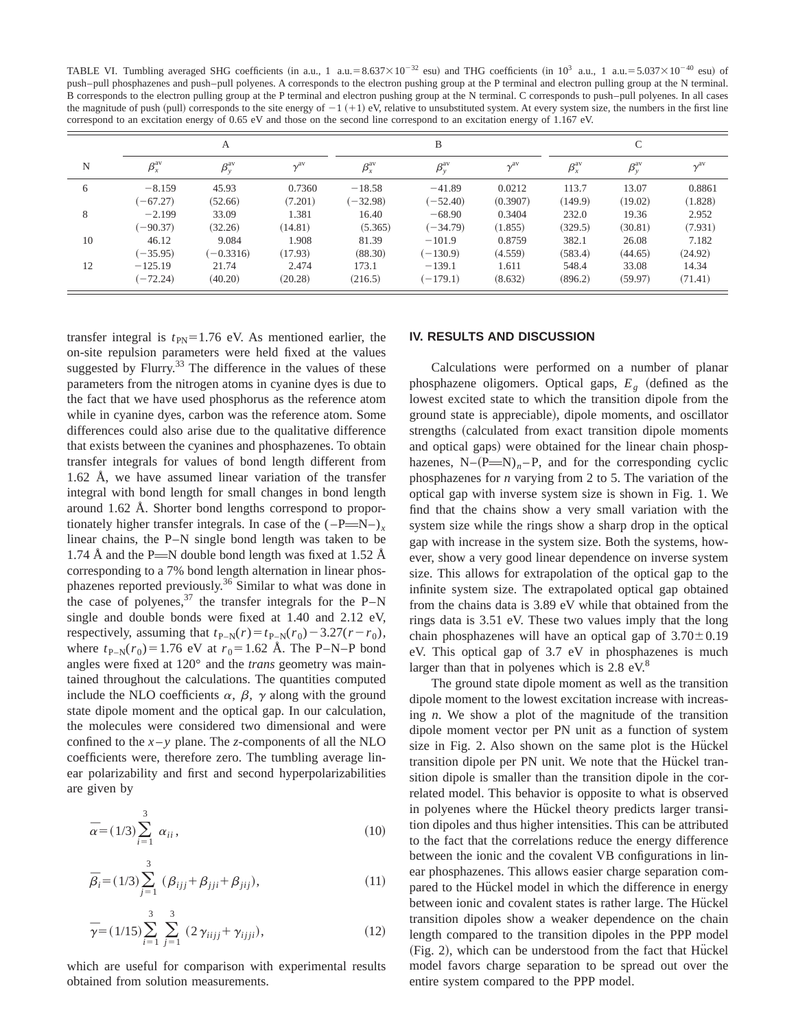TABLE VI. Tumbling averaged SHG coefficients (in a.u., 1 a.u. $=8.637\times10^{-32}$ esu) and THG coefficients (in $10^3$ a.u., 1 a.u. $=5.037\times10^{-40}$ esu) of push–pull phosphazenes and push–pull polyenes. A corresponds to the electron pushing group at the P terminal and electron pulling group at the N terminal. B corresponds to the electron pulling group at the P terminal and electron pushing group at the N terminal. C corresponds to push–pull polyenes. In all cases the magnitude of push (pull) corresponds to the site energy of −1 (+1) eV, relative to unsubstituted system. At every system size, the numbers in the first line correspond to an excitation energy of 0.65 eV and those on the second line correspond to an excitation energy of 1.167 eV.

| N | A | | | B | | | C | | |
|---|---|---|---|---|---|---|---|---|---|
| | $\beta_x^{av}$ | $\beta_y^{av}$ | $\gamma^{av}$ | $\beta_x^{av}$ | $\beta_y^{av}$ | $\gamma^{av}$ | $\beta_x^{av}$ | $\beta_y^{av}$ | $\gamma^{av}$ |
| 6 | −8.159 | 45.93 | 0.7360 | −18.58 | −41.89 | 0.0212 | 113.7 | 13.07 | 0.8861 |
| | (−67.27) | (52.66) | (7.201) | (−32.98) | (−52.40) | (0.3907) | (149.9) | (19.02) | (1.828) |
| 8 | −2.199 | 33.09 | 1.381 | 16.40 | −68.90 | 0.3404 | 232.0 | 19.36 | 2.952 |
| | (−90.37) | (32.26) | (14.81) | (5.365) | (−34.79) | (1.855) | (329.5) | (30.81) | (7.931) |
| 10 | 46.12 | 9.084 | 1.908 | 81.39 | −101.9 | 0.8759 | 382.1 | 26.08 | 7.182 |
| | (−35.95) | (−0.3316) | (17.93) | (88.30) | (−130.9) | (4.559) | (583.4) | (44.65) | (24.92) |
| 12 | −125.19 | 21.74 | 2.474 | 173.1 | −139.1 | 1.611 | 548.4 | 33.08 | 14.34 |
| | (−72.24) | (40.20) | (20.28) | (216.5) | (−179.1) | (8.632) | (896.2) | (59.97) | (71.41) |

transfer integral is $t_{PN}=1.76$ eV. As mentioned earlier, the on-site repulsion parameters were held fixed at the values suggested by Flurry.[33] The difference in the values of these parameters from the nitrogen atoms in cyanine dyes is due to the fact that we have used phosphorus as the reference atom while in cyanine dyes, carbon was the reference atom. Some differences could also arise due to the qualitative difference that exists between the cyanines and phosphazenes. To obtain transfer integrals for values of bond length different from 1.62 Å, we have assumed linear variation of the transfer integral with bond length for small changes in bond length around 1.62 Å. Shorter bond lengths correspond to proportionately higher transfer integrals. In case of the $(-\mathrm{P{=}N}-)_x$ linear chains, the P–N single bond length was taken to be 1.74 Å and the P=N double bond length was fixed at 1.52 Å corresponding to a 7% bond length alternation in linear phosphazenes reported previously.[36] Similar to what was done in the case of polyenes,[37] the transfer integrals for the P–N single and double bonds were fixed at 1.40 and 2.12 eV, respectively, assuming that $t_{P-N}(r)=t_{P-N}(r_0)-3.27(r-r_0)$, where $t_{P-N}(r_0)=1.76$ eV at $r_0=1.62$ Å. The P–N–P bond angles were fixed at 120° and the *trans* geometry was maintained throughout the calculations. The quantities computed include the NLO coefficients $\alpha$, $\beta$, $\gamma$ along with the ground state dipole moment and the optical gap. In our calculation, the molecules were considered two dimensional and were confined to the $x-y$ plane. The $z$-components of all the NLO coefficients were, therefore zero. The tumbling average linear polarizability and first and second hyperpolarizabilities are given by

$$\bar{\alpha}=(1/3)\sum_{i=1}^{3}\alpha_{ii}, \tag{10}$$

$$\bar{\beta}_i=(1/3)\sum_{j=1}^{3}(\beta_{ijj}+\beta_{jji}+\beta_{jij}), \tag{11}$$

$$\bar{\gamma}=(1/15)\sum_{i=1}^{3}\sum_{j=1}^{3}(2\gamma_{iijj}+\gamma_{ijji}), \tag{12}$$

which are useful for comparison with experimental results obtained from solution measurements.

## IV. RESULTS AND DISCUSSION

Calculations were performed on a number of planar phosphazene oligomers. Optical gaps, $E_g$ (defined as the lowest excited state to which the transition dipole from the ground state is appreciable), dipole moments, and oscillator strengths (calculated from exact transition dipole moments and optical gaps) were obtained for the linear chain phosphazenes, $\mathrm{N}-(\mathrm{P{=}N})_n-\mathrm{P}$, and for the corresponding cyclic phosphazenes for $n$ varying from 2 to 5. The variation of the optical gap with inverse system size is shown in Fig. 1. We find that the chains show a very small variation with the system size while the rings show a sharp drop in the optical gap with increase in the system size. Both the systems, however, show a very good linear dependence on inverse system size. This allows for extrapolation of the optical gap to the infinite system size. The extrapolated optical gap obtained from the chains data is 3.89 eV while that obtained from the rings data is 3.51 eV. These two values imply that the long chain phosphazenes will have an optical gap of $3.70\pm0.19$ eV. This optical gap of 3.7 eV in phosphazenes is much larger than that in polyenes which is 2.8 eV.[8]

The ground state dipole moment as well as the transition dipole moment to the lowest excitation increase with increasing $n$. We show a plot of the magnitude of the transition dipole moment vector per PN unit as a function of system size in Fig. 2. Also shown on the same plot is the Hückel transition dipole per PN unit. We note that the Hückel transition dipole is smaller than the transition dipole in the correlated model. This behavior is opposite to what is observed in polyenes where the Hückel theory predicts larger transition dipoles and thus higher intensities. This can be attributed to the fact that the correlations reduce the energy difference between the ionic and the covalent VB configurations in linear phosphazenes. This allows easier charge separation compared to the Hückel model in which the difference in energy between ionic and covalent states is rather large. The Hückel transition dipoles show a weaker dependence on the chain length compared to the transition dipoles in the PPP model (Fig. 2), which can be understood from the fact that Hückel model favors charge separation to be spread out over the entire system compared to the PPP model.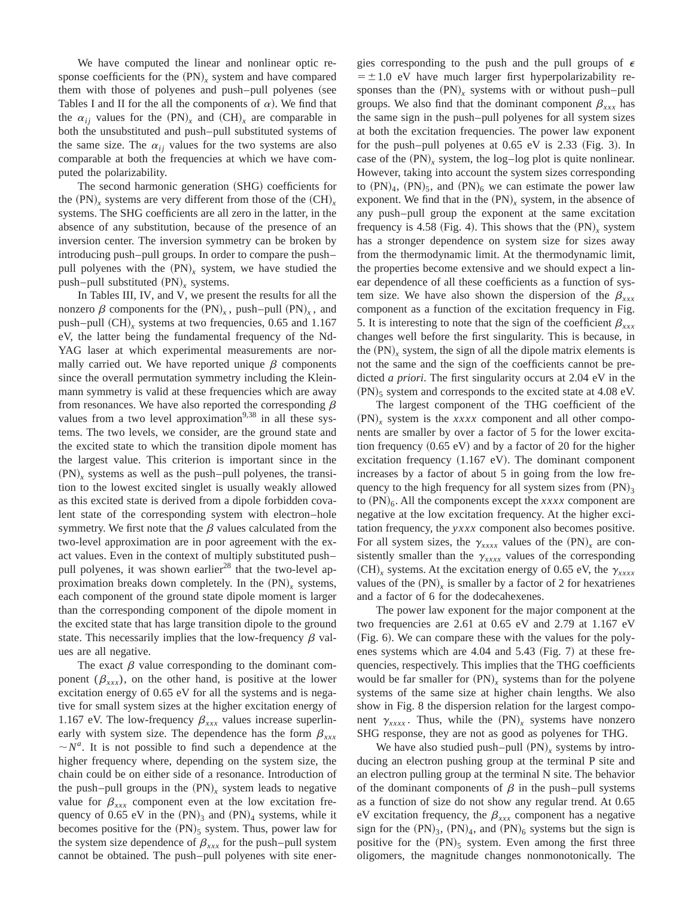We have computed the linear and nonlinear optic response coefficients for the $(PN)_x$ system and have compared them with those of polyenes and push–pull polyenes (see Tables I and II for the all the components of $\alpha$). We find that the $\alpha_{ij}$ values for the $(PN)_x$ and $(CH)_x$ are comparable in both the unsubstituted and push–pull substituted systems of the same size. The $\alpha_{ij}$ values for the two systems are also comparable at both the frequencies at which we have computed the polarizability.

The second harmonic generation (SHG) coefficients for the $(PN)_x$ systems are very different from those of the $(CH)_x$ systems. The SHG coefficients are all zero in the latter, in the absence of any substitution, because of the presence of an inversion center. The inversion symmetry can be broken by introducing push–pull groups. In order to compare the push–pull polyenes with the $(PN)_x$ system, we have studied the push–pull substituted $(PN)_x$ systems.

In Tables III, IV, and V, we present the results for all the nonzero $\beta$ components for the $(PN)_x$, push–pull $(PN)_x$, and push–pull $(CH)_x$ systems at two frequencies, 0.65 and 1.167 eV, the latter being the fundamental frequency of the Nd-YAG laser at which experimental measurements are normally carried out. We have reported unique $\beta$ components since the overall permutation symmetry including the Kleinmann symmetry is valid at these frequencies which are away from resonances. We have also reported the corresponding $\beta$ values from a two level approximation[9,38] in all these systems. The two levels, we consider, are the ground state and the excited state to which the transition dipole moment has the largest value. This criterion is important since in the $(PN)_x$ systems as well as the push–pull polyenes, the transition to the lowest excited singlet is usually weakly allowed as this excited state is derived from a dipole forbidden covalent state of the corresponding system with electron–hole symmetry. We first note that the $\beta$ values calculated from the two-level approximation are in poor agreement with the exact values. Even in the context of multiply substituted push–pull polyenes, it was shown earlier[28] that the two-level approximation breaks down completely. In the $(PN)_x$ systems, each component of the ground state dipole moment is larger than the corresponding component of the dipole moment in the excited state that has large transition dipole to the ground state. This necessarily implies that the low-frequency $\beta$ values are all negative.

The exact $\beta$ value corresponding to the dominant component ($\beta_{xxx}$), on the other hand, is positive at the lower excitation energy of 0.65 eV for all the systems and is negative for small system sizes at the higher excitation energy of 1.167 eV. The low-frequency $\beta_{xxx}$ values increase superlinearly with system size. The dependence has the form $\beta_{xxx} \sim N^a$. It is not possible to find such a dependence at the higher frequency where, depending on the system size, the chain could be on either side of a resonance. Introduction of the push–pull groups in the $(PN)_x$ system leads to negative value for $\beta_{xxx}$ component even at the low excitation frequency of 0.65 eV in the $(PN)_3$ and $(PN)_4$ systems, while it becomes positive for the $(PN)_5$ system. Thus, power law for the system size dependence of $\beta_{xxx}$ for the push–pull system cannot be obtained. The push–pull polyenes with site energies corresponding to the push and the pull groups of $\epsilon = \pm 1.0$ eV have much larger first hyperpolarizability responses than the $(PN)_x$ systems with or without push–pull groups. We also find that the dominant component $\beta_{xxx}$ has the same sign in the push–pull polyenes for all system sizes at both the excitation frequencies. The power law exponent for the push–pull polyenes at 0.65 eV is 2.33 (Fig. 3). In case of the $(PN)_x$ system, the log–log plot is quite nonlinear. However, taking into account the system sizes corresponding to $(PN)_4$, $(PN)_5$, and $(PN)_6$ we can estimate the power law exponent. We find that in the $(PN)_x$ system, in the absence of any push–pull group the exponent at the same excitation frequency is 4.58 (Fig. 4). This shows that the $(PN)_x$ system has a stronger dependence on system size for sizes away from the thermodynamic limit. At the thermodynamic limit, the properties become extensive and we should expect a linear dependence of all these coefficients as a function of system size. We have also shown the dispersion of the $\beta_{xxx}$ component as a function of the excitation frequency in Fig. 5. It is interesting to note that the sign of the coefficient $\beta_{xxx}$ changes well before the first singularity. This is because, in the $(PN)_x$ system, the sign of all the dipole matrix elements is not the same and the sign of the coefficients cannot be predicted *a priori*. The first singularity occurs at 2.04 eV in the $(PN)_5$ system and corresponds to the excited state at 4.08 eV.

The largest component of the THG coefficient of the $(PN)_x$ system is the *xxxx* component and all other components are smaller by over a factor of 5 for the lower excitation frequency (0.65 eV) and by a factor of 20 for the higher excitation frequency (1.167 eV). The dominant component increases by a factor of about 5 in going from the low frequency to the high frequency for all system sizes from $(PN)_3$ to $(PN)_6$. All the components except the *xxxx* component are negative at the low excitation frequency. At the higher excitation frequency, the *yxxx* component also becomes positive. For all system sizes, the $\gamma_{xxxx}$ values of the $(PN)_x$ are consistently smaller than the $\gamma_{xxxx}$ values of the corresponding $(CH)_x$ systems. At the excitation energy of 0.65 eV, the $\gamma_{xxxx}$ values of the $(PN)_x$ is smaller by a factor of 2 for hexatrienes and a factor of 6 for the dodecahexenes.

The power law exponent for the major component at the two frequencies are 2.61 at 0.65 eV and 2.79 at 1.167 eV (Fig. 6). We can compare these with the values for the polyenes systems which are 4.04 and 5.43 (Fig. 7) at these frequencies, respectively. This implies that the THG coefficients would be far smaller for $(PN)_x$ systems than for the polyene systems of the same size at higher chain lengths. We also show in Fig. 8 the dispersion relation for the largest component $\gamma_{xxxx}$. Thus, while the $(PN)_x$ systems have nonzero SHG response, they are not as good as polyenes for THG.

We have also studied push–pull $(PN)_x$ systems by introducing an electron pushing group at the terminal P site and an electron pulling group at the terminal N site. The behavior of the dominant components of $\beta$ in the push–pull systems as a function of size do not show any regular trend. At 0.65 eV excitation frequency, the $\beta_{xxx}$ component has a negative sign for the $(PN)_3$, $(PN)_4$, and $(PN)_6$ systems but the sign is positive for the $(PN)_5$ system. Even among the first three oligomers, the magnitude changes nonmonotonically. The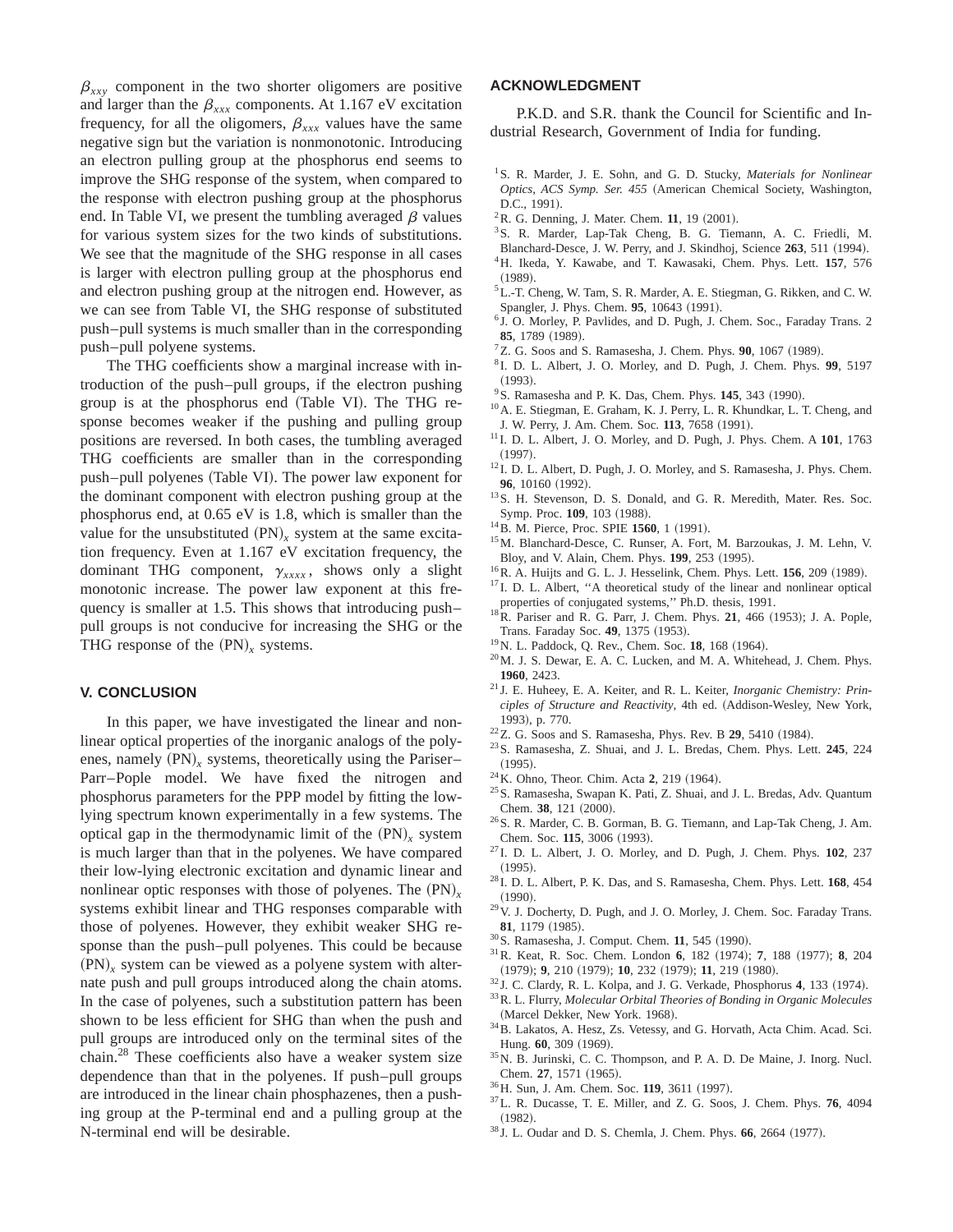$\beta_{xxy}$ component in the two shorter oligomers are positive and larger than the $\beta_{xxx}$ components. At 1.167 eV excitation frequency, for all the oligomers, $\beta_{xxx}$ values have the same negative sign but the variation is nonmonotonic. Introducing an electron pulling group at the phosphorus end seems to improve the SHG response of the system, when compared to the response with electron pushing group at the phosphorus end. In Table VI, we present the tumbling averaged $\beta$ values for various system sizes for the two kinds of substitutions. We see that the magnitude of the SHG response in all cases is larger with electron pulling group at the phosphorus end and electron pushing group at the nitrogen end. However, as we can see from Table VI, the SHG response of substituted push–pull systems is much smaller than in the corresponding push–pull polyene systems.

The THG coefficients show a marginal increase with introduction of the push–pull groups, if the electron pushing group is at the phosphorus end (Table VI). The THG response becomes weaker if the pushing and pulling group positions are reversed. In both cases, the tumbling averaged THG coefficients are smaller than in the corresponding push–pull polyenes (Table VI). The power law exponent for the dominant component with electron pushing group at the phosphorus end, at 0.65 eV is 1.8, which is smaller than the value for the unsubstituted $(PN)_x$ system at the same excitation frequency. Even at 1.167 eV excitation frequency, the dominant THG component, $\gamma_{xxxx}$, shows only a slight monotonic increase. The power law exponent at this frequency is smaller at 1.5. This shows that introducing push–pull groups is not conducive for increasing the SHG or the THG response of the $(PN)_x$ systems.

## V. CONCLUSION

In this paper, we have investigated the linear and nonlinear optical properties of the inorganic analogs of the polyenes, namely $(PN)_x$ systems, theoretically using the Pariser–Parr–Pople model. We have fixed the nitrogen and phosphorus parameters for the PPP model by fitting the low-lying spectrum known experimentally in a few systems. The optical gap in the thermodynamic limit of the $(PN)_x$ system is much larger than that in the polyenes. We have compared their low-lying electronic excitation and dynamic linear and nonlinear optic responses with those of polyenes. The $(PN)_x$ systems exhibit linear and THG responses comparable with those of polyenes. However, they exhibit weaker SHG response than the push–pull polyenes. This could be because $(PN)_x$ system can be viewed as a polyene system with alternate push and pull groups introduced along the chain atoms. In the case of polyenes, such a substitution pattern has been shown to be less efficient for SHG than when the push and pull groups are introduced only on the terminal sites of the chain.[28] These coefficients also have a weaker system size dependence than that in the polyenes. If push–pull groups are introduced in the linear chain phosphazenes, then a pushing group at the P-terminal end and a pulling group at the N-terminal end will be desirable.

## ACKNOWLEDGMENT

P.K.D. and S.R. thank the Council for Scientific and Industrial Research, Government of India for funding.

[1] S. R. Marder, J. E. Sohn, and G. D. Stucky, *Materials for Nonlinear Optics, ACS Symp. Ser. 455* (American Chemical Society, Washington, D.C., 1991).
[2] R. G. Denning, J. Mater. Chem. **11**, 19 (2001).
[3] S. R. Marder, Lap-Tak Cheng, B. G. Tiemann, A. C. Friedli, M. Blanchard-Desce, J. W. Perry, and J. Skindhoj, Science **263**, 511 (1994).
[4] H. Ikeda, Y. Kawabe, and T. Kawasaki, Chem. Phys. Lett. **157**, 576 (1989).
[5] L.-T. Cheng, W. Tam, S. R. Marder, A. E. Stiegman, G. Rikken, and C. W. Spangler, J. Phys. Chem. **95**, 10643 (1991).
[6] J. O. Morley, P. Pavlides, and D. Pugh, J. Chem. Soc., Faraday Trans. 2 **85**, 1789 (1989).
[7] Z. G. Soos and S. Ramasesha, J. Chem. Phys. **90**, 1067 (1989).
[8] I. D. L. Albert, J. O. Morley, and D. Pugh, J. Chem. Phys. **99**, 5197 (1993).
[9] S. Ramasesha and P. K. Das, Chem. Phys. **145**, 343 (1990).
[10] A. E. Stiegman, E. Graham, K. J. Perry, L. R. Khundkar, L. T. Cheng, and J. W. Perry, J. Am. Chem. Soc. **113**, 7658 (1991).
[11] I. D. L. Albert, J. O. Morley, and D. Pugh, J. Phys. Chem. A **101**, 1763 (1997).
[12] I. D. L. Albert, D. Pugh, J. O. Morley, and S. Ramasesha, J. Phys. Chem. **96**, 10160 (1992).
[13] S. H. Stevenson, D. S. Donald, and G. R. Meredith, Mater. Res. Soc. Symp. Proc. **109**, 103 (1988).
[14] B. M. Pierce, Proc. SPIE **1560**, 1 (1991).
[15] M. Blanchard-Desce, C. Runser, A. Fort, M. Barzoukas, J. M. Lehn, V. Bloy, and V. Alain, Chem. Phys. **199**, 253 (1995).
[16] R. A. Huijts and G. L. J. Hesselink, Chem. Phys. Lett. **156**, 209 (1989).
[17] I. D. L. Albert, ''A theoretical study of the linear and nonlinear optical properties of conjugated systems,'' Ph.D. thesis, 1991.
[18] R. Pariser and R. G. Parr, J. Chem. Phys. **21**, 466 (1953); J. A. Pople, Trans. Faraday Soc. **49**, 1375 (1953).
[19] N. L. Paddock, Q. Rev., Chem. Soc. **18**, 168 (1964).
[20] M. J. S. Dewar, E. A. C. Lucken, and M. A. Whitehead, J. Chem. Phys. **1960**, 2423.
[21] J. E. Huheey, E. A. Keiter, and R. L. Keiter, *Inorganic Chemistry: Principles of Structure and Reactivity*, 4th ed. (Addison-Wesley, New York, 1993), p. 770.
[22] Z. G. Soos and S. Ramasesha, Phys. Rev. B **29**, 5410 (1984).
[23] S. Ramasesha, Z. Shuai, and J. L. Bredas, Chem. Phys. Lett. **245**, 224 (1995).
[24] K. Ohno, Theor. Chim. Acta **2**, 219 (1964).
[25] S. Ramasesha, Swapan K. Pati, Z. Shuai, and J. L. Bredas, Adv. Quantum Chem. **38**, 121 (2000).
[26] S. R. Marder, C. B. Gorman, B. G. Tiemann, and Lap-Tak Cheng, J. Am. Chem. Soc. **115**, 3006 (1993).
[27] I. D. L. Albert, J. O. Morley, and D. Pugh, J. Chem. Phys. **102**, 237 (1995).
[28] I. D. L. Albert, P. K. Das, and S. Ramasesha, Chem. Phys. Lett. **168**, 454 (1990).
[29] V. J. Docherty, D. Pugh, and J. O. Morley, J. Chem. Soc. Faraday Trans. **81**, 1179 (1985).
[30] S. Ramasesha, J. Comput. Chem. **11**, 545 (1990).
[31] R. Keat, R. Soc. Chem. London **6**, 182 (1974); **7**, 188 (1977); **8**, 204 (1979); **9**, 210 (1979); **10**, 232 (1979); **11**, 219 (1980).
[32] J. C. Clardy, R. L. Kolpa, and J. G. Verkade, Phosphorus **4**, 133 (1974).
[33] R. L. Flurry, *Molecular Orbital Theories of Bonding in Organic Molecules* (Marcel Dekker, New York. 1968).
[34] B. Lakatos, A. Hesz, Zs. Vetessy, and G. Horvath, Acta Chim. Acad. Sci. Hung. **60**, 309 (1969).
[35] N. B. Jurinski, C. C. Thompson, and P. A. D. De Maine, J. Inorg. Nucl. Chem. **27**, 1571 (1965).
[36] H. Sun, J. Am. Chem. Soc. **119**, 3611 (1997).
[37] L. R. Ducasse, T. E. Miller, and Z. G. Soos, J. Chem. Phys. **76**, 4094 (1982).
[38] J. L. Oudar and D. S. Chemla, J. Chem. Phys. **66**, 2664 (1977).